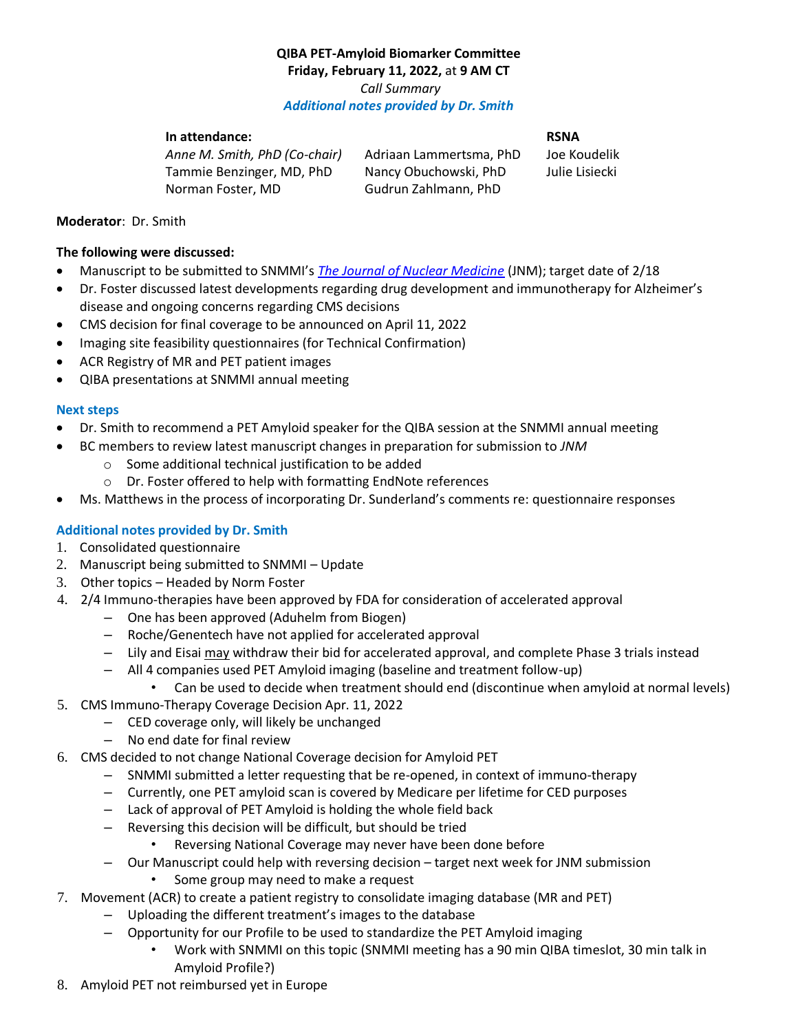**QIBA PET-Amyloid Biomarker Committee**
**Friday, February 11, 2022,** at **9 AM CT**
*Call Summary*
***Additional notes provided by Dr. Smith***

| **In attendance:** | | **RSNA** |
|---|---|---|
| *Anne M. Smith, PhD (Co-chair)* | Adriaan Lammertsma, PhD | Joe Koudelik |
| Tammie Benzinger, MD, PhD | Nancy Obuchowski, PhD | Julie Lisiecki |
| Norman Foster, MD | Gudrun Zahlmann, PhD | |

**Moderator**: Dr. Smith

**The following were discussed:**

- Manuscript to be submitted to SNMMI's *The Journal of Nuclear Medicine* (JNM); target date of 2/18
- Dr. Foster discussed latest developments regarding drug development and immunotherapy for Alzheimer's disease and ongoing concerns regarding CMS decisions
- CMS decision for final coverage to be announced on April 11, 2022
- Imaging site feasibility questionnaires (for Technical Confirmation)
- ACR Registry of MR and PET patient images
- QIBA presentations at SNMMI annual meeting

### Next steps

- Dr. Smith to recommend a PET Amyloid speaker for the QIBA session at the SNMMI annual meeting
- BC members to review latest manuscript changes in preparation for submission to *JNM*
  - Some additional technical justification to be added
  - Dr. Foster offered to help with formatting EndNote references
- Ms. Matthews in the process of incorporating Dr. Sunderland's comments re: questionnaire responses

### Additional notes provided by Dr. Smith

1. Consolidated questionnaire
2. Manuscript being submitted to SNMMI – Update
3. Other topics – Headed by Norm Foster
4. 2/4 Immuno-therapies have been approved by FDA for consideration of accelerated approval
   - One has been approved (Aduhelm from Biogen)
   - Roche/Genentech have not applied for accelerated approval
   - Lily and Eisai <u>may</u> withdraw their bid for accelerated approval, and complete Phase 3 trials instead
   - All 4 companies used PET Amyloid imaging (baseline and treatment follow-up)
     - Can be used to decide when treatment should end (discontinue when amyloid at normal levels)
5. CMS Immuno-Therapy Coverage Decision Apr. 11, 2022
   - CED coverage only, will likely be unchanged
   - No end date for final review
6. CMS decided to not change National Coverage decision for Amyloid PET
   - SNMMI submitted a letter requesting that be re-opened, in context of immuno-therapy
   - Currently, one PET amyloid scan is covered by Medicare per lifetime for CED purposes
   - Lack of approval of PET Amyloid is holding the whole field back
   - Reversing this decision will be difficult, but should be tried
     - Reversing National Coverage may never have been done before
   - Our Manuscript could help with reversing decision – target next week for JNM submission
     - Some group may need to make a request
7. Movement (ACR) to create a patient registry to consolidate imaging database (MR and PET)
   - Uploading the different treatment's images to the database
   - Opportunity for our Profile to be used to standardize the PET Amyloid imaging
     - Work with SNMMI on this topic (SNMMI meeting has a 90 min QIBA timeslot, 30 min talk in Amyloid Profile?)
8. Amyloid PET not reimbursed yet in Europe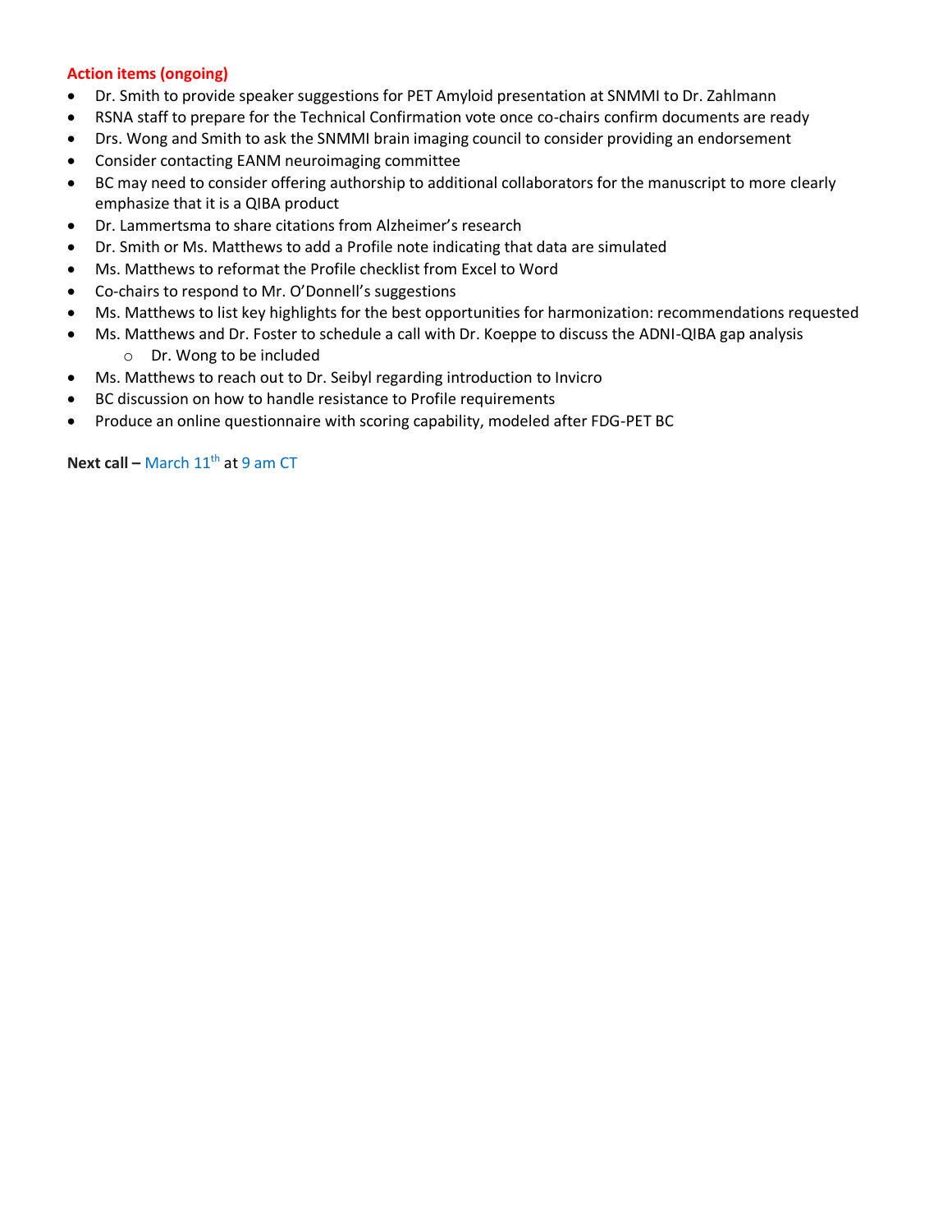**Action items (ongoing)**

- Dr. Smith to provide speaker suggestions for PET Amyloid presentation at SNMMI to Dr. Zahlmann
- RSNA staff to prepare for the Technical Confirmation vote once co-chairs confirm documents are ready
- Drs. Wong and Smith to ask the SNMMI brain imaging council to consider providing an endorsement
- Consider contacting EANM neuroimaging committee
- BC may need to consider offering authorship to additional collaborators for the manuscript to more clearly emphasize that it is a QIBA product
- Dr. Lammertsma to share citations from Alzheimer's research
- Dr. Smith or Ms. Matthews to add a Profile note indicating that data are simulated
- Ms. Matthews to reformat the Profile checklist from Excel to Word
- Co-chairs to respond to Mr. O'Donnell's suggestions
- Ms. Matthews to list key highlights for the best opportunities for harmonization: recommendations requested
- Ms. Matthews and Dr. Foster to schedule a call with Dr. Koeppe to discuss the ADNI-QIBA gap analysis
  - Dr. Wong to be included
- Ms. Matthews to reach out to Dr. Seibyl regarding introduction to Invicro
- BC discussion on how to handle resistance to Profile requirements
- Produce an online questionnaire with scoring capability, modeled after FDG-PET BC

**Next call –** March 11th at 9 am CT